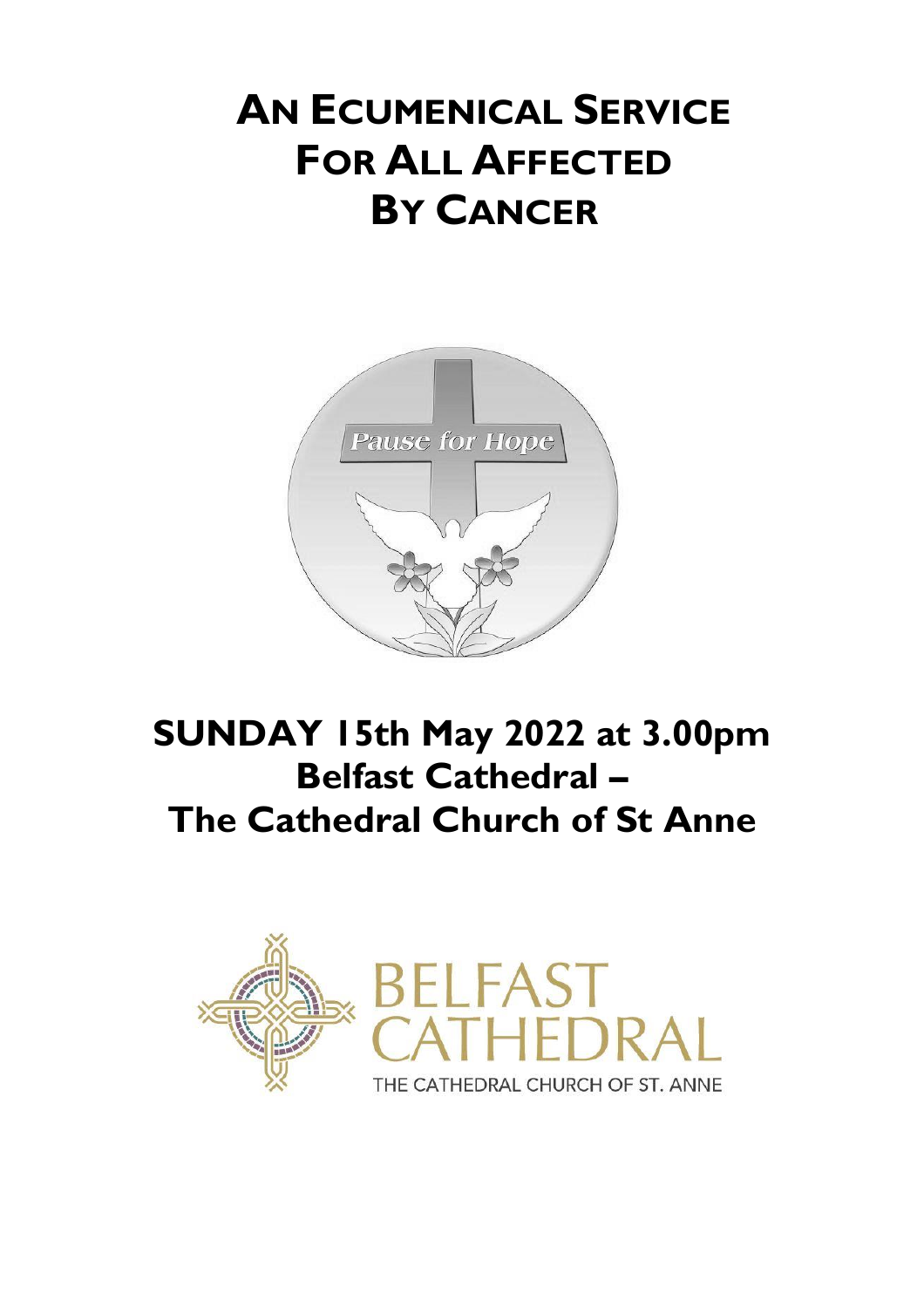# AN ECUMENICAL SERVICE FOR ALL AFFECTED BY CANCER

Pause for Hope

## SUNDAY 15th May 2022 at 3.00pm
## Belfast Cathedral – The Cathedral Church of St Anne

BELFAST CATHEDRAL

THE CATHEDRAL CHURCH OF ST. ANNE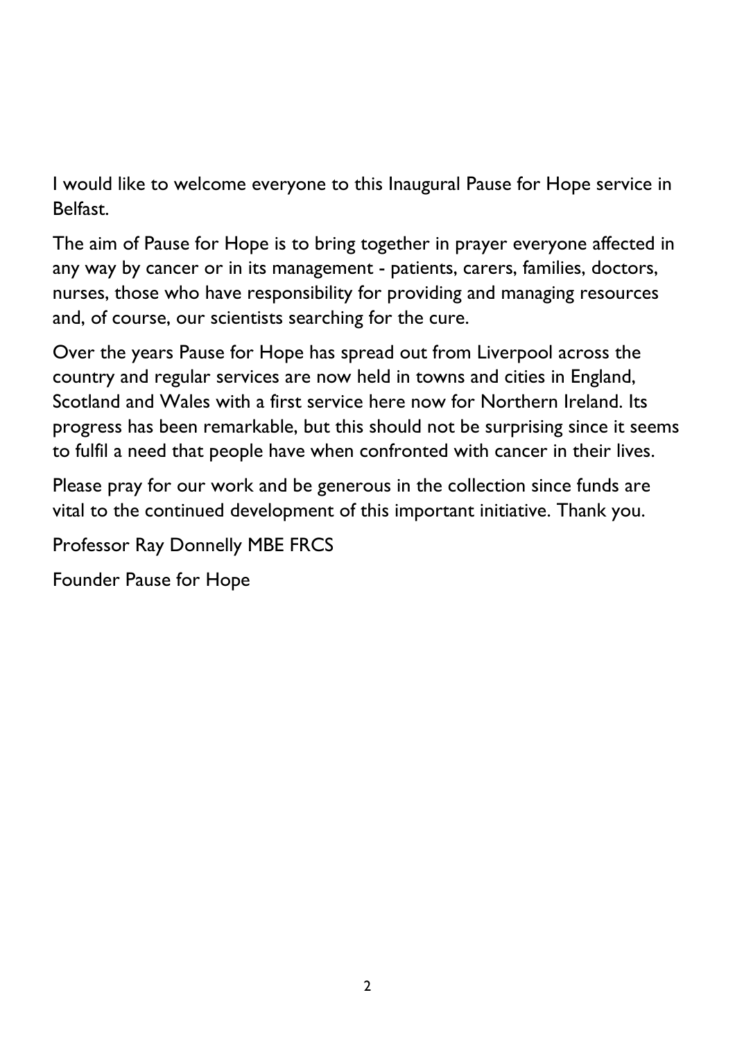I would like to welcome everyone to this Inaugural Pause for Hope service in Belfast.

The aim of Pause for Hope is to bring together in prayer everyone affected in any way by cancer or in its management - patients, carers, families, doctors, nurses, those who have responsibility for providing and managing resources and, of course, our scientists searching for the cure.

Over the years Pause for Hope has spread out from Liverpool across the country and regular services are now held in towns and cities in England, Scotland and Wales with a first service here now for Northern Ireland. Its progress has been remarkable, but this should not be surprising since it seems to fulfil a need that people have when confronted with cancer in their lives.

Please pray for our work and be generous in the collection since funds are vital to the continued development of this important initiative. Thank you.

Professor Ray Donnelly MBE FRCS

Founder Pause for Hope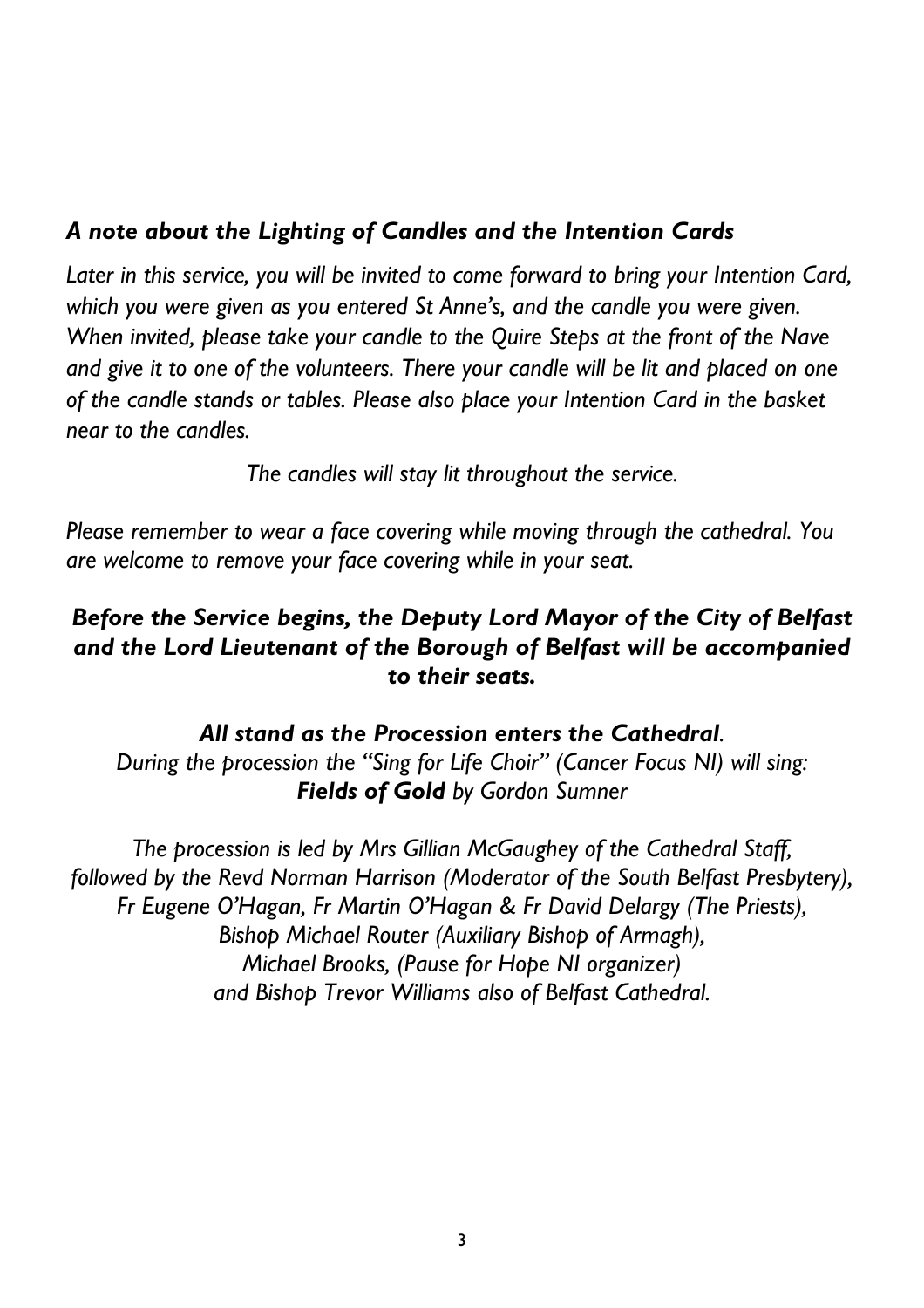### *A note about the Lighting of Candles and the Intention Cards*

*Later in this service, you will be invited to come forward to bring your Intention Card, which you were given as you entered St Anne's, and the candle you were given. When invited, please take your candle to the Quire Steps at the front of the Nave and give it to one of the volunteers. There your candle will be lit and placed on one of the candle stands or tables. Please also place your Intention Card in the basket near to the candles.*

*The candles will stay lit throughout the service.*

*Please remember to wear a face covering while moving through the cathedral. You are welcome to remove your face covering while in your seat.*

***Before the Service begins, the Deputy Lord Mayor of the City of Belfast and the Lord Lieutenant of the Borough of Belfast will be accompanied to their seats.***

***All stand as the Procession enters the Cathedral**.*
*During the procession the "Sing for Life Choir" (Cancer Focus NI) will sing:*
***Fields of Gold** by Gordon Sumner*

*The procession is led by Mrs Gillian McGaughey of the Cathedral Staff, followed by the Revd Norman Harrison (Moderator of the South Belfast Presbytery), Fr Eugene O'Hagan, Fr Martin O'Hagan & Fr David Delargy (The Priests), Bishop Michael Router (Auxiliary Bishop of Armagh), Michael Brooks, (Pause for Hope NI organizer) and Bishop Trevor Williams also of Belfast Cathedral.*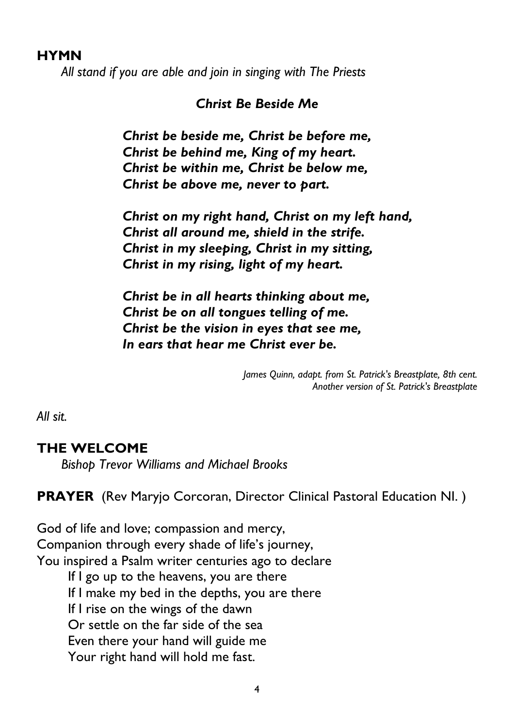## HYMN

*All stand if you are able and join in singing with The Priests*

***Christ Be Beside Me***

***Christ be beside me, Christ be before me,***
***Christ be behind me, King of my heart.***
***Christ be within me, Christ be below me,***
***Christ be above me, never to part.***

***Christ on my right hand, Christ on my left hand,***
***Christ all around me, shield in the strife.***
***Christ in my sleeping, Christ in my sitting,***
***Christ in my rising, light of my heart.***

***Christ be in all hearts thinking about me,***
***Christ be on all tongues telling of me.***
***Christ be the vision in eyes that see me,***
***In ears that hear me Christ ever be.***

*James Quinn, adapt. from St. Patrick's Breastplate, 8th cent.*
*Another version of St. Patrick's Breastplate*

*All sit.*

## THE WELCOME

*Bishop Trevor Williams and Michael Brooks*

**PRAYER** (Rev Maryjo Corcoran, Director Clinical Pastoral Education NI. )

God of life and love; compassion and mercy,
Companion through every shade of life's journey,
You inspired a Psalm writer centuries ago to declare

If I go up to the heavens, you are there
If I make my bed in the depths, you are there
If I rise on the wings of the dawn
Or settle on the far side of the sea
Even there your hand will guide me
Your right hand will hold me fast.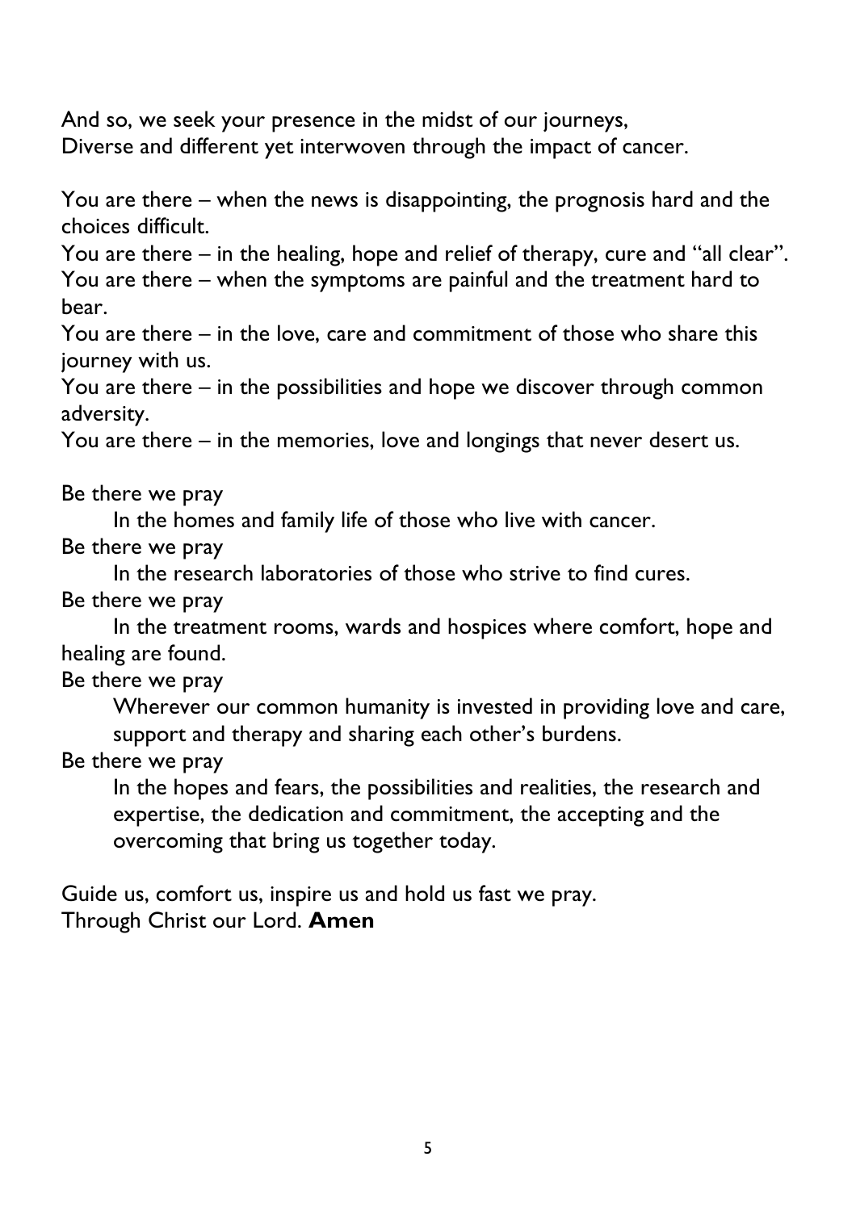And so, we seek your presence in the midst of our journeys,
Diverse and different yet interwoven through the impact of cancer.

You are there – when the news is disappointing, the prognosis hard and the choices difficult.
You are there – in the healing, hope and relief of therapy, cure and "all clear".
You are there – when the symptoms are painful and the treatment hard to bear.
You are there – in the love, care and commitment of those who share this journey with us.
You are there – in the possibilities and hope we discover through common adversity.
You are there – in the memories, love and longings that never desert us.

Be there we pray
  In the homes and family life of those who live with cancer.
Be there we pray
  In the research laboratories of those who strive to find cures.
Be there we pray
  In the treatment rooms, wards and hospices where comfort, hope and healing are found.
Be there we pray
  Wherever our common humanity is invested in providing love and care, support and therapy and sharing each other's burdens.
Be there we pray
  In the hopes and fears, the possibilities and realities, the research and expertise, the dedication and commitment, the accepting and the overcoming that bring us together today.

Guide us, comfort us, inspire us and hold us fast we pray.
Through Christ our Lord. **Amen**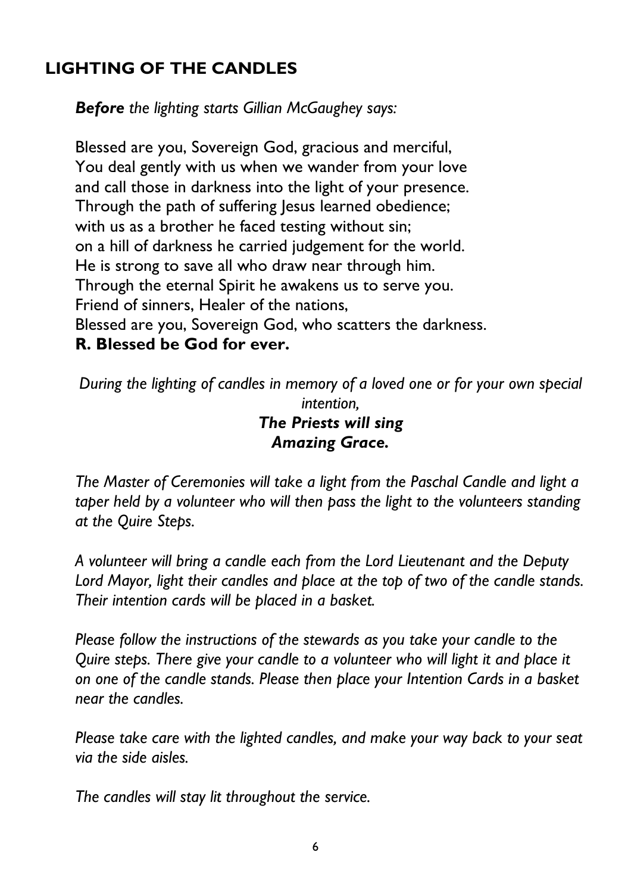## LIGHTING OF THE CANDLES

***Before*** *the lighting starts Gillian McGaughey says:*

Blessed are you, Sovereign God, gracious and merciful,
You deal gently with us when we wander from your love
and call those in darkness into the light of your presence.
Through the path of suffering Jesus learned obedience;
with us as a brother he faced testing without sin;
on a hill of darkness he carried judgement for the world.
He is strong to save all who draw near through him.
Through the eternal Spirit he awakens us to serve you.
Friend of sinners, Healer of the nations,
Blessed are you, Sovereign God, who scatters the darkness.
**R. Blessed be God for ever.**

*During the lighting of candles in memory of a loved one or for your own special intention,*
***The Priests will sing***
***Amazing Grace.***

*The Master of Ceremonies will take a light from the Paschal Candle and light a taper held by a volunteer who will then pass the light to the volunteers standing at the Quire Steps.*

*A volunteer will bring a candle each from the Lord Lieutenant and the Deputy Lord Mayor, light their candles and place at the top of two of the candle stands. Their intention cards will be placed in a basket.*

*Please follow the instructions of the stewards as you take your candle to the Quire steps. There give your candle to a volunteer who will light it and place it on one of the candle stands. Please then place your Intention Cards in a basket near the candles.*

*Please take care with the lighted candles, and make your way back to your seat via the side aisles.*

*The candles will stay lit throughout the service.*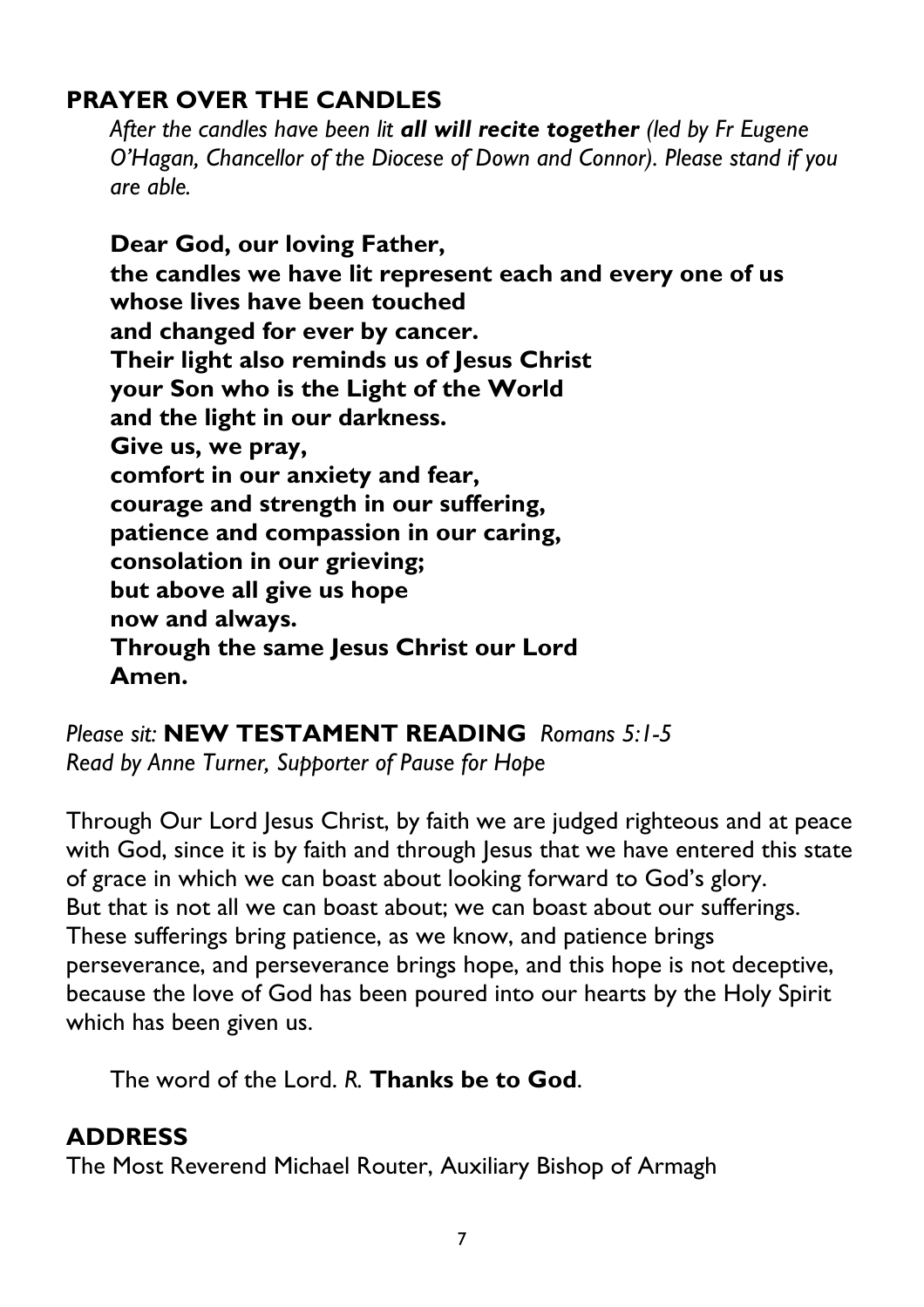## PRAYER OVER THE CANDLES

*After the candles have been lit* ***all will recite together*** *(led by Fr Eugene O'Hagan, Chancellor of the Diocese of Down and Connor). Please stand if you are able.*

**Dear God, our loving Father,**
**the candles we have lit represent each and every one of us**
**whose lives have been touched**
**and changed for ever by cancer.**
**Their light also reminds us of Jesus Christ**
**your Son who is the Light of the World**
**and the light in our darkness.**
**Give us, we pray,**
**comfort in our anxiety and fear,**
**courage and strength in our suffering,**
**patience and compassion in our caring,**
**consolation in our grieving;**
**but above all give us hope**
**now and always.**
**Through the same Jesus Christ our Lord**
**Amen.**

*Please sit:* **NEW TESTAMENT READING** *Romans 5:1-5*
*Read by Anne Turner, Supporter of Pause for Hope*

Through Our Lord Jesus Christ, by faith we are judged righteous and at peace with God, since it is by faith and through Jesus that we have entered this state of grace in which we can boast about looking forward to God's glory.
But that is not all we can boast about; we can boast about our sufferings. These sufferings bring patience, as we know, and patience brings perseverance, and perseverance brings hope, and this hope is not deceptive, because the love of God has been poured into our hearts by the Holy Spirit which has been given us.

The word of the Lord. *R.* **Thanks be to God**.

## ADDRESS

The Most Reverend Michael Router, Auxiliary Bishop of Armagh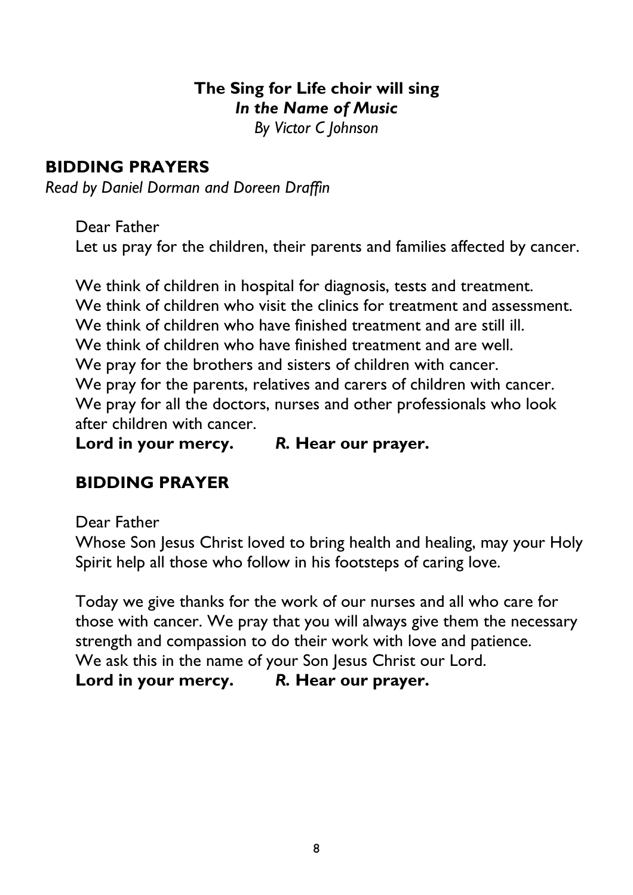**The Sing for Life choir will sing**
***In the Name of Music***
*By Victor C Johnson*

## BIDDING PRAYERS

*Read by Daniel Dorman and Doreen Draffin*

Dear Father
Let us pray for the children, their parents and families affected by cancer.

We think of children in hospital for diagnosis, tests and treatment.
We think of children who visit the clinics for treatment and assessment.
We think of children who have finished treatment and are still ill.
We think of children who have finished treatment and are well.
We pray for the brothers and sisters of children with cancer.
We pray for the parents, relatives and carers of children with cancer.
We pray for all the doctors, nurses and other professionals who look after children with cancer.
**Lord in your mercy.** ***R.*** **Hear our prayer.**

## BIDDING PRAYER

Dear Father
Whose Son Jesus Christ loved to bring health and healing, may your Holy Spirit help all those who follow in his footsteps of caring love.

Today we give thanks for the work of our nurses and all who care for those with cancer. We pray that you will always give them the necessary strength and compassion to do their work with love and patience.
We ask this in the name of your Son Jesus Christ our Lord.
**Lord in your mercy.** ***R.*** **Hear our prayer.**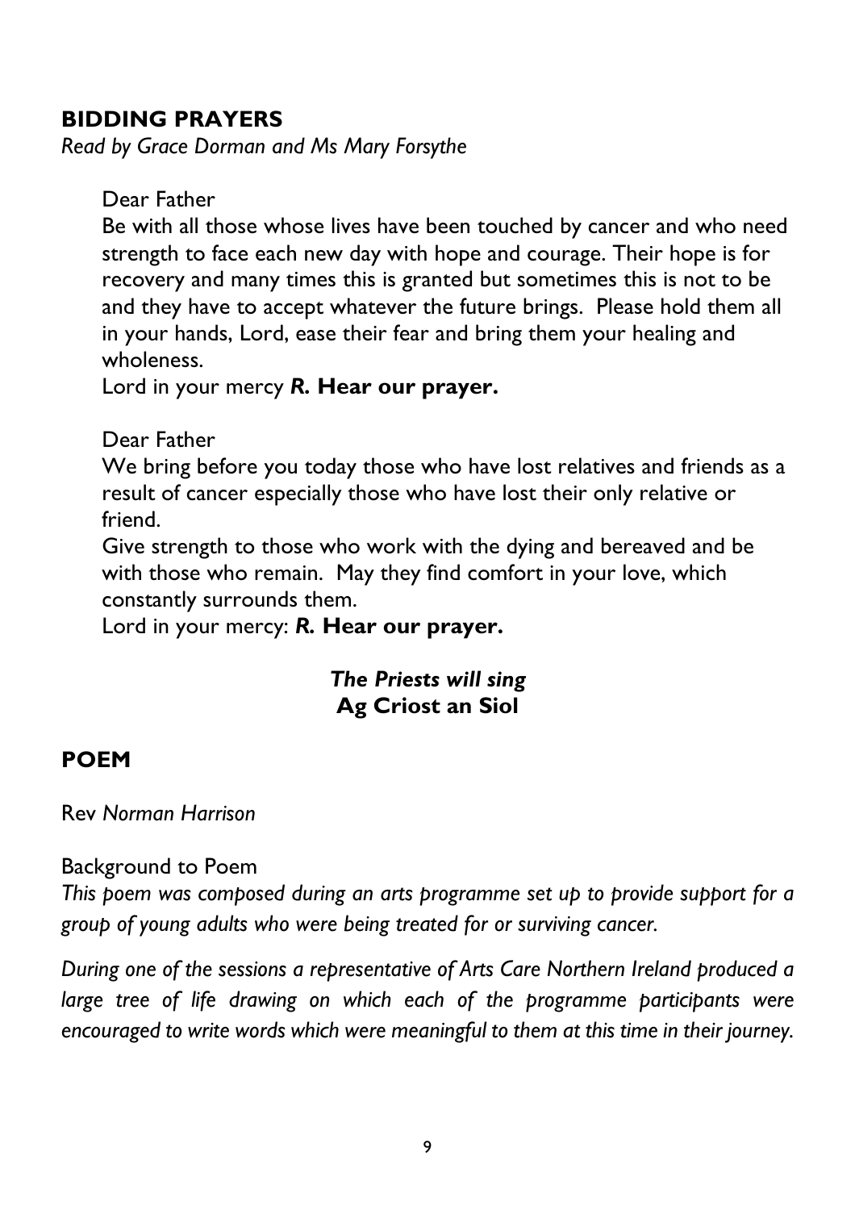## BIDDING PRAYERS

*Read by Grace Dorman and Ms Mary Forsythe*

Dear Father
Be with all those whose lives have been touched by cancer and who need strength to face each new day with hope and courage. Their hope is for recovery and many times this is granted but sometimes this is not to be and they have to accept whatever the future brings. Please hold them all in your hands, Lord, ease their fear and bring them your healing and wholeness.
Lord in your mercy ***R.* Hear our prayer.**

Dear Father
We bring before you today those who have lost relatives and friends as a result of cancer especially those who have lost their only relative or friend.
Give strength to those who work with the dying and bereaved and be with those who remain. May they find comfort in your love, which constantly surrounds them.
Lord in your mercy: ***R.* Hear our prayer.**

***The Priests will sing***
**Ag Criost an Siol**

## POEM

Rev *Norman Harrison*

Background to Poem

*This poem was composed during an arts programme set up to provide support for a group of young adults who were being treated for or surviving cancer.*

*During one of the sessions a representative of Arts Care Northern Ireland produced a large tree of life drawing on which each of the programme participants were encouraged to write words which were meaningful to them at this time in their journey.*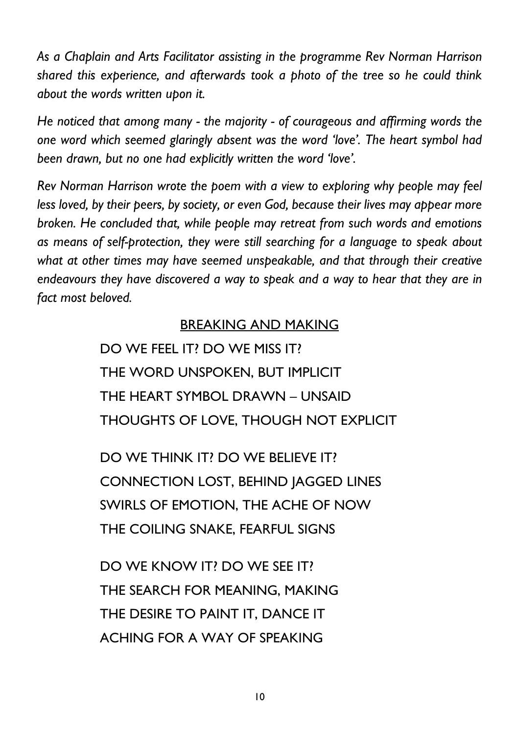*As a Chaplain and Arts Facilitator assisting in the programme Rev Norman Harrison shared this experience, and afterwards took a photo of the tree so he could think about the words written upon it.*

*He noticed that among many - the majority - of courageous and affirming words the one word which seemed glaringly absent was the word 'love'. The heart symbol had been drawn, but no one had explicitly written the word 'love'.*

*Rev Norman Harrison wrote the poem with a view to exploring why people may feel less loved, by their peers, by society, or even God, because their lives may appear more broken. He concluded that, while people may retreat from such words and emotions as means of self-protection, they were still searching for a language to speak about what at other times may have seemed unspeakable, and that through their creative endeavours they have discovered a way to speak and a way to hear that they are in fact most beloved.*

## <u>BREAKING AND MAKING</u>

DO WE FEEL IT? DO WE MISS IT?
THE WORD UNSPOKEN, BUT IMPLICIT
THE HEART SYMBOL DRAWN – UNSAID
THOUGHTS OF LOVE, THOUGH NOT EXPLICIT

DO WE THINK IT? DO WE BELIEVE IT?
CONNECTION LOST, BEHIND JAGGED LINES
SWIRLS OF EMOTION, THE ACHE OF NOW
THE COILING SNAKE, FEARFUL SIGNS

DO WE KNOW IT? DO WE SEE IT?
THE SEARCH FOR MEANING, MAKING
THE DESIRE TO PAINT IT, DANCE IT
ACHING FOR A WAY OF SPEAKING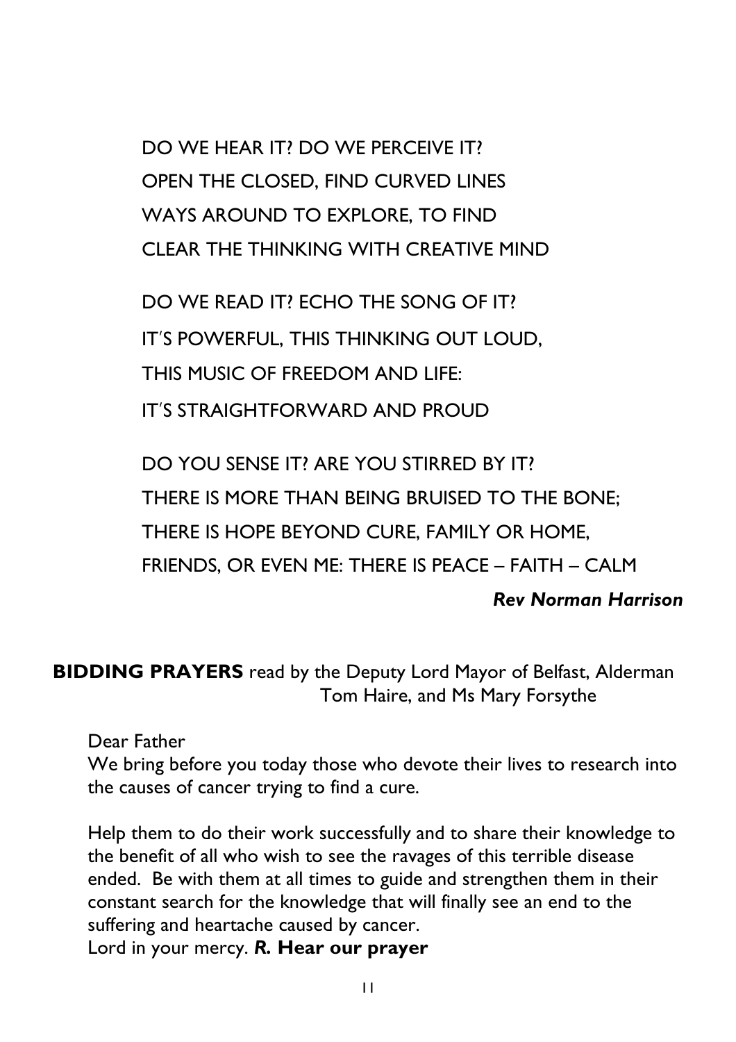DO WE HEAR IT? DO WE PERCEIVE IT?
OPEN THE CLOSED, FIND CURVED LINES
WAYS AROUND TO EXPLORE, TO FIND
CLEAR THE THINKING WITH CREATIVE MIND

DO WE READ IT? ECHO THE SONG OF IT?
IT'S POWERFUL, THIS THINKING OUT LOUD,
THIS MUSIC OF FREEDOM AND LIFE:
IT'S STRAIGHTFORWARD AND PROUD

DO YOU SENSE IT? ARE YOU STIRRED BY IT?
THERE IS MORE THAN BEING BRUISED TO THE BONE;
THERE IS HOPE BEYOND CURE, FAMILY OR HOME,
FRIENDS, OR EVEN ME: THERE IS PEACE – FAITH – CALM

***Rev Norman Harrison***

**BIDDING PRAYERS** read by the Deputy Lord Mayor of Belfast, Alderman Tom Haire, and Ms Mary Forsythe

Dear Father
We bring before you today those who devote their lives to research into the causes of cancer trying to find a cure.

Help them to do their work successfully and to share their knowledge to the benefit of all who wish to see the ravages of this terrible disease ended. Be with them at all times to guide and strengthen them in their constant search for the knowledge that will finally see an end to the suffering and heartache caused by cancer.
Lord in your mercy. ***R.* Hear our prayer**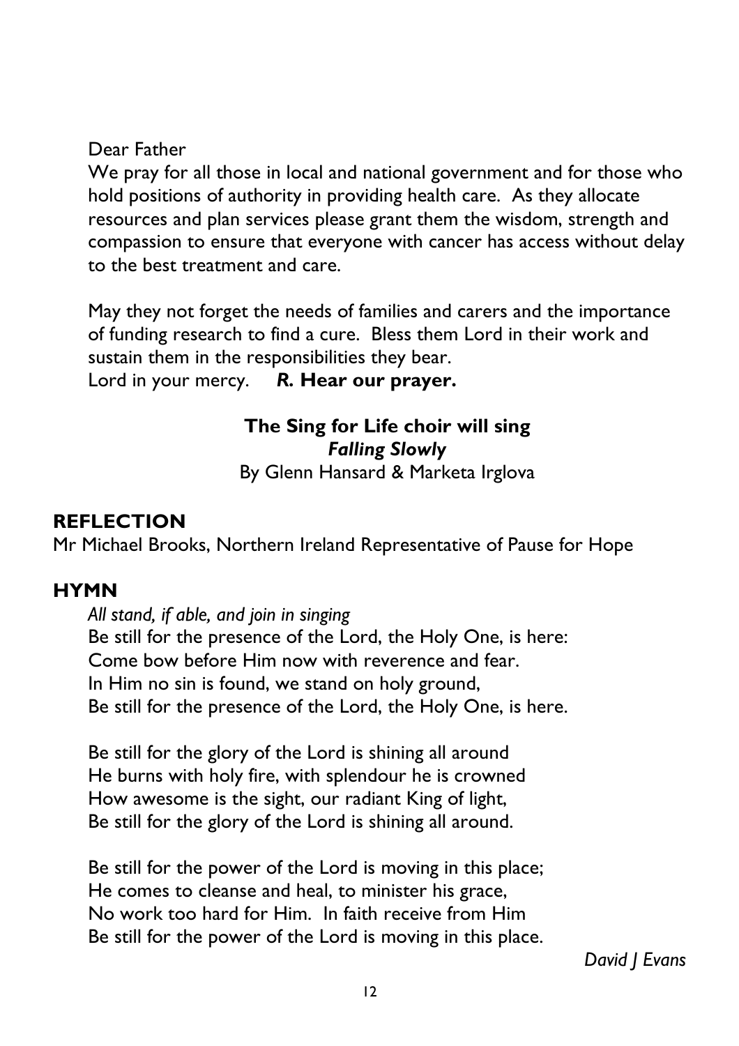Dear Father

We pray for all those in local and national government and for those who hold positions of authority in providing health care. As they allocate resources and plan services please grant them the wisdom, strength and compassion to ensure that everyone with cancer has access without delay to the best treatment and care.

May they not forget the needs of families and carers and the importance of funding research to find a cure. Bless them Lord in their work and sustain them in the responsibilities they bear.
Lord in your mercy. ***R.* Hear our prayer.**

**The Sing for Life choir will sing**
***Falling Slowly***
By Glenn Hansard & Marketa Irglova

## REFLECTION

Mr Michael Brooks, Northern Ireland Representative of Pause for Hope

## HYMN

*All stand, if able, and join in singing*

Be still for the presence of the Lord, the Holy One, is here:
Come bow before Him now with reverence and fear.
In Him no sin is found, we stand on holy ground,
Be still for the presence of the Lord, the Holy One, is here.

Be still for the glory of the Lord is shining all around
He burns with holy fire, with splendour he is crowned
How awesome is the sight, our radiant King of light,
Be still for the glory of the Lord is shining all around.

Be still for the power of the Lord is moving in this place;
He comes to cleanse and heal, to minister his grace,
No work too hard for Him. In faith receive from Him
Be still for the power of the Lord is moving in this place.

*David J Evans*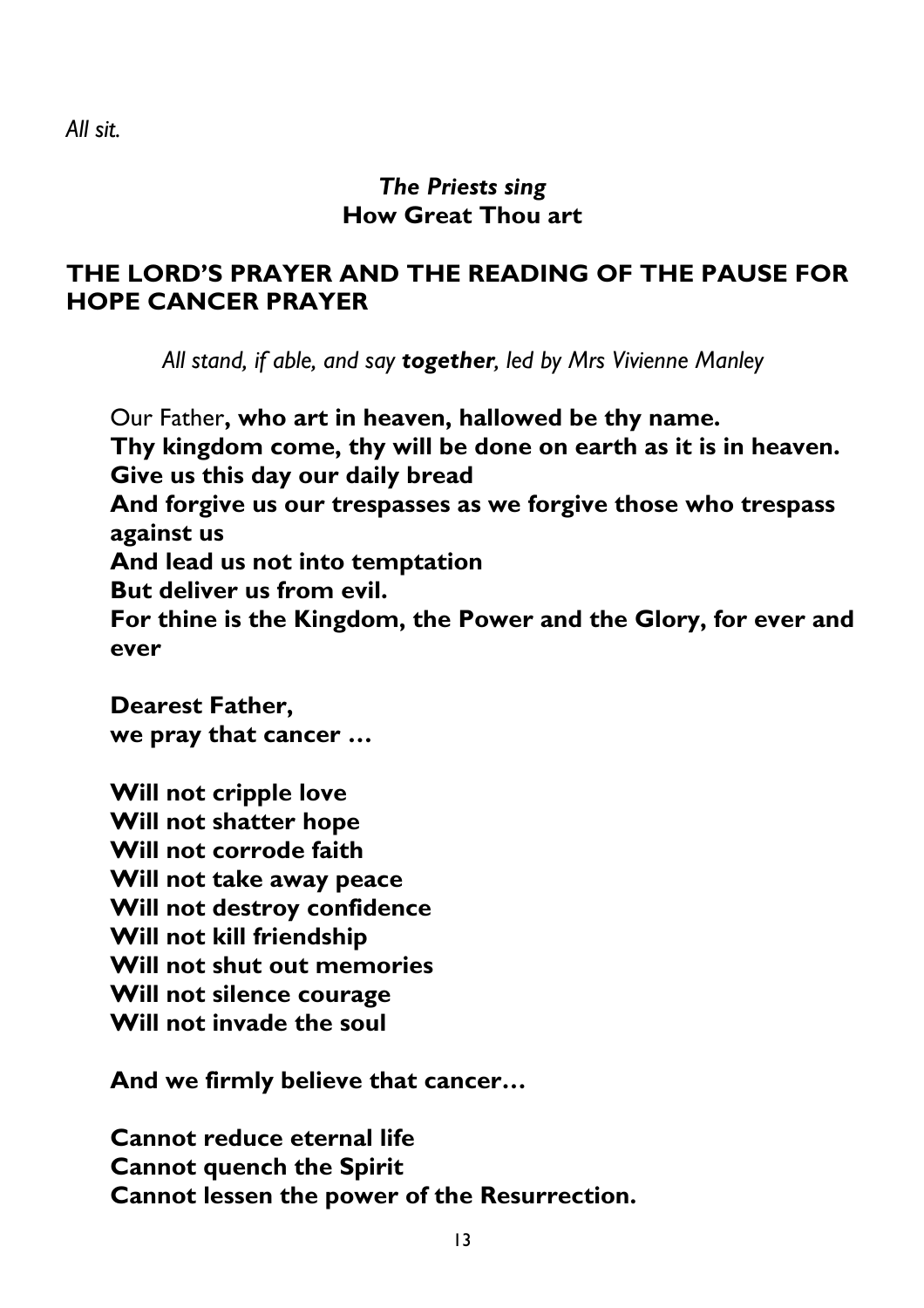*All sit.*

***The Priests sing***
**How Great Thou art**

## THE LORD'S PRAYER AND THE READING OF THE PAUSE FOR HOPE CANCER PRAYER

*All stand, if able, and say **together**, led by Mrs Vivienne Manley*

Our Father**, who art in heaven, hallowed be thy name.**
**Thy kingdom come, thy will be done on earth as it is in heaven.**
**Give us this day our daily bread**
**And forgive us our trespasses as we forgive those who trespass against us**
**And lead us not into temptation**
**But deliver us from evil.**
**For thine is the Kingdom, the Power and the Glory, for ever and ever**

**Dearest Father,**
**we pray that cancer …**

**Will not cripple love**
**Will not shatter hope**
**Will not corrode faith**
**Will not take away peace**
**Will not destroy confidence**
**Will not kill friendship**
**Will not shut out memories**
**Will not silence courage**
**Will not invade the soul**

**And we firmly believe that cancer…**

**Cannot reduce eternal life**
**Cannot quench the Spirit**
**Cannot lessen the power of the Resurrection.**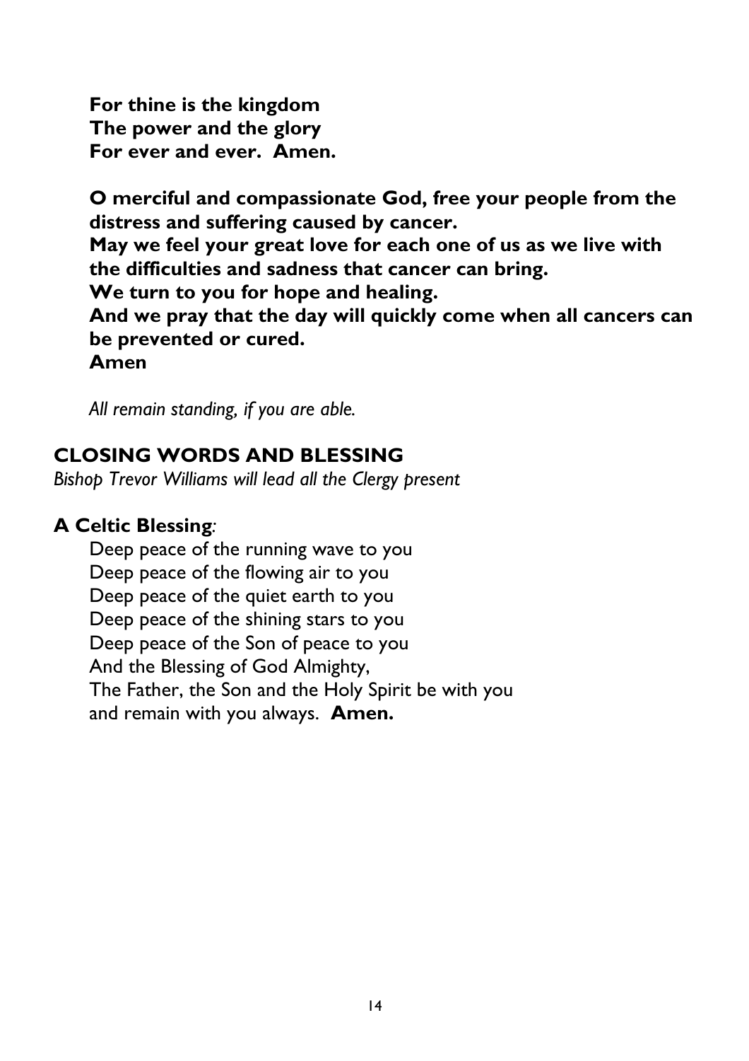**For thine is the kingdom**
**The power and the glory**
**For ever and ever. Amen.**

**O merciful and compassionate God, free your people from the distress and suffering caused by cancer.**
**May we feel your great love for each one of us as we live with the difficulties and sadness that cancer can bring.**
**We turn to you for hope and healing.**
**And we pray that the day will quickly come when all cancers can be prevented or cured.**
**Amen**

*All remain standing, if you are able.*

## CLOSING WORDS AND BLESSING

*Bishop Trevor Williams will lead all the Clergy present*

**A Celtic Blessing**:

Deep peace of the running wave to you
Deep peace of the flowing air to you
Deep peace of the quiet earth to you
Deep peace of the shining stars to you
Deep peace of the Son of peace to you
And the Blessing of God Almighty,
The Father, the Son and the Holy Spirit be with you
and remain with you always. **Amen.**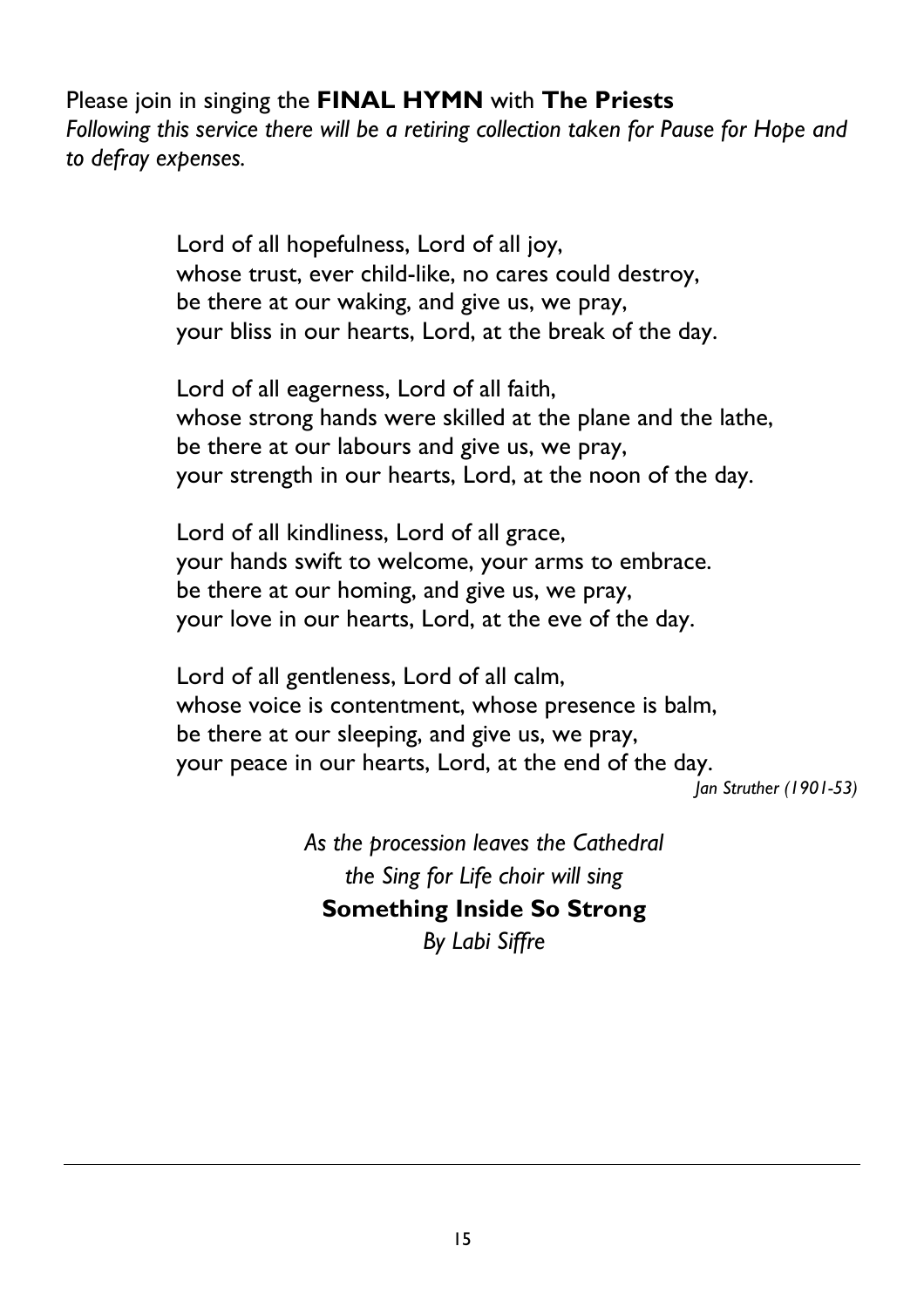Please join in singing the **FINAL HYMN** with **The Priests**

*Following this service there will be a retiring collection taken for Pause for Hope and to defray expenses.*

Lord of all hopefulness, Lord of all joy,
whose trust, ever child-like, no cares could destroy,
be there at our waking, and give us, we pray,
your bliss in our hearts, Lord, at the break of the day.

Lord of all eagerness, Lord of all faith,
whose strong hands were skilled at the plane and the lathe,
be there at our labours and give us, we pray,
your strength in our hearts, Lord, at the noon of the day.

Lord of all kindliness, Lord of all grace,
your hands swift to welcome, your arms to embrace.
be there at our homing, and give us, we pray,
your love in our hearts, Lord, at the eve of the day.

Lord of all gentleness, Lord of all calm,
whose voice is contentment, whose presence is balm,
be there at our sleeping, and give us, we pray,
your peace in our hearts, Lord, at the end of the day.

*Jan Struther (1901-53)*

*As the procession leaves the Cathedral*
*the Sing for Life choir will sing*
**Something Inside So Strong**
*By Labi Siffre*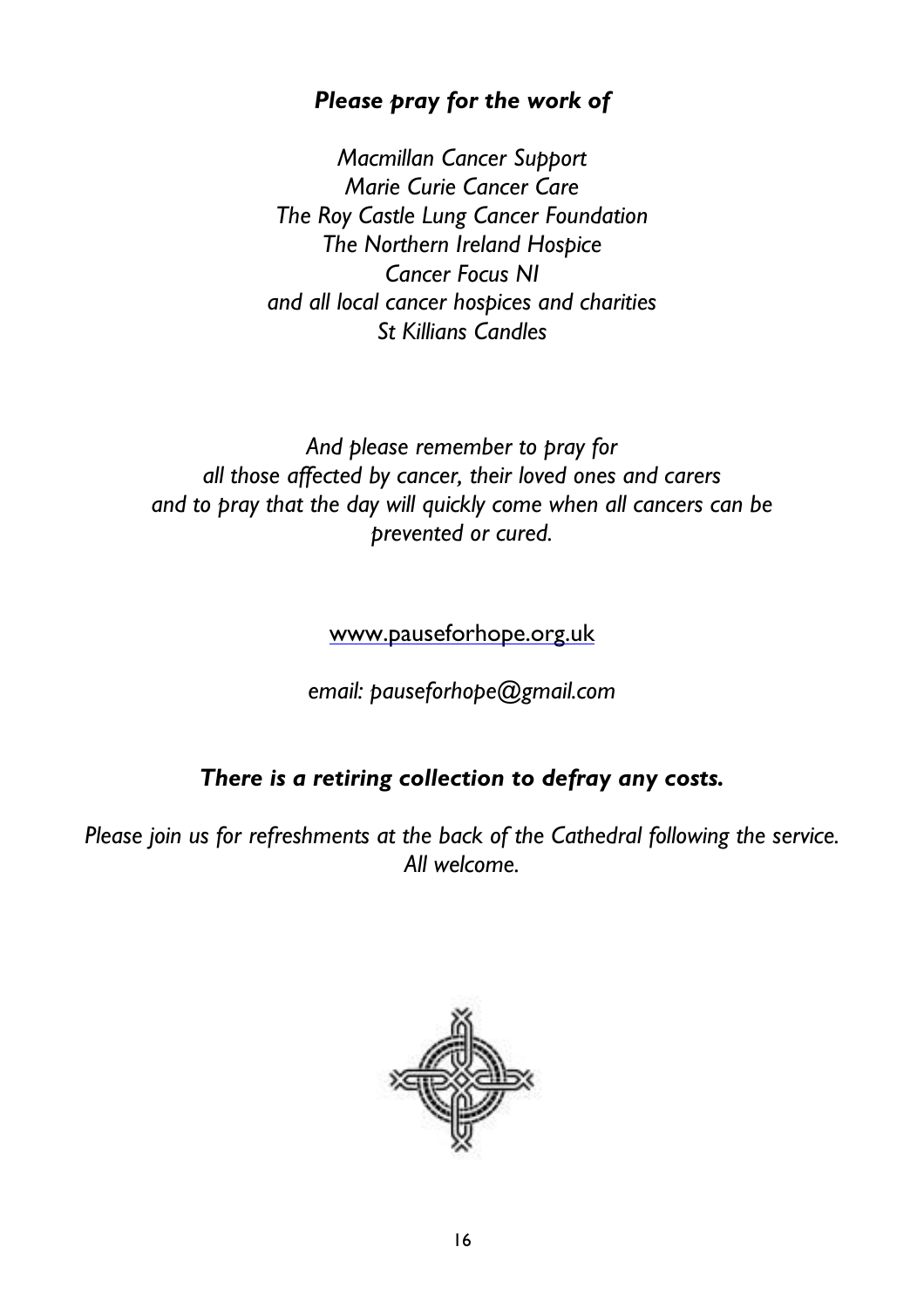***Please pray for the work of***

*Macmillan Cancer Support*
*Marie Curie Cancer Care*
*The Roy Castle Lung Cancer Foundation*
*The Northern Ireland Hospice*
*Cancer Focus NI*
*and all local cancer hospices and charities*
*St Killians Candles*

*And please remember to pray for*
*all those affected by cancer, their loved ones and carers*
*and to pray that the day will quickly come when all cancers can be prevented or cured.*

www.pauseforhope.org.uk

*email: pauseforhope@gmail.com*

***There is a retiring collection to defray any costs.***

*Please join us for refreshments at the back of the Cathedral following the service. All welcome.*